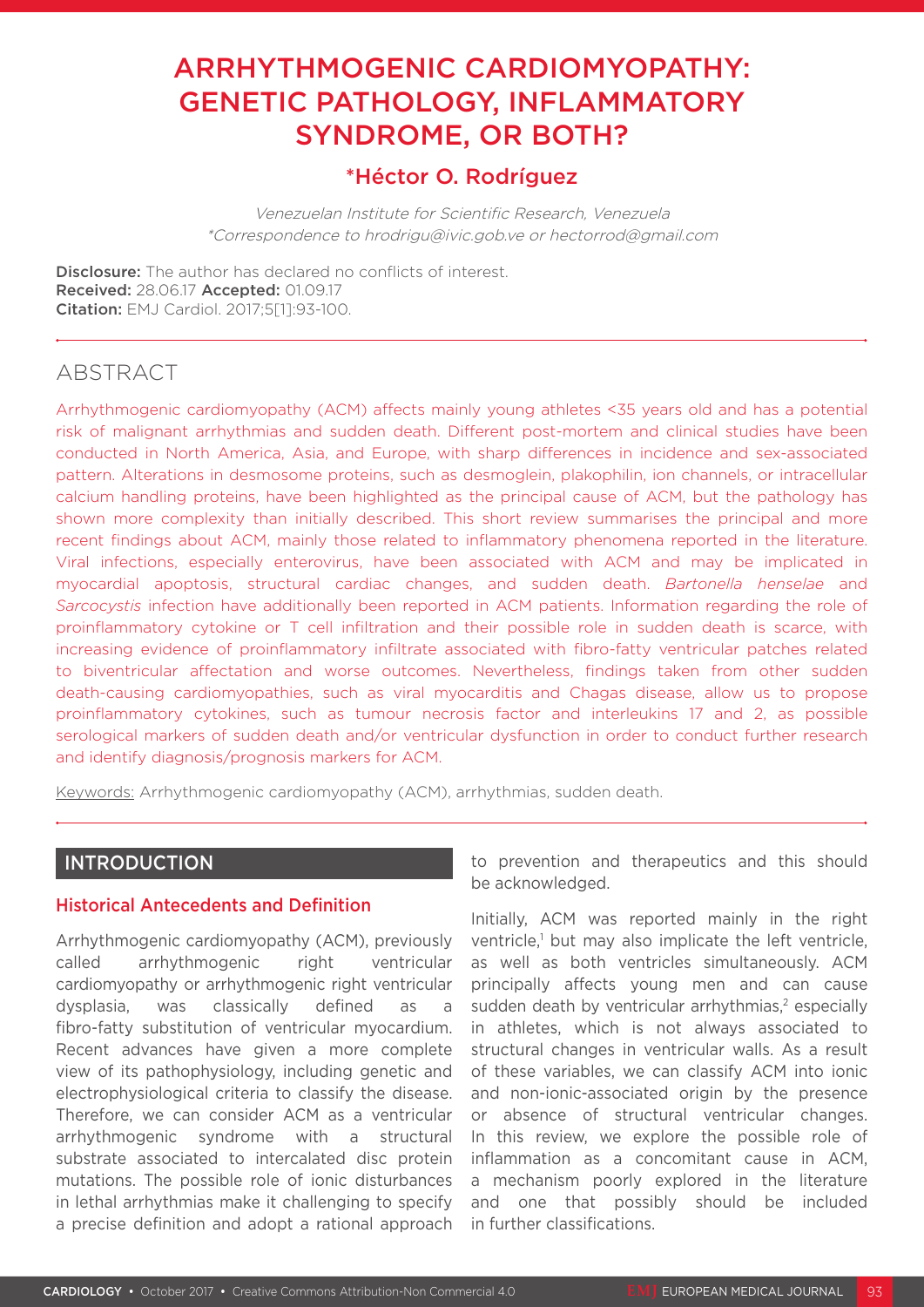# ARRHYTHMOGENIC CARDIOMYOPATHY: GENETIC PATHOLOGY, INFLAMMATORY SYNDROME, OR BOTH?

**\*Héctor O. Rodríguez**

*Venezuelan Institute for Scientific Research, Venezuela*
*\*Correspondence to hrodrigu@ivic.gob.ve or hectorrod@gmail.com*

**Disclosure:** The author has declared no conflicts of interest.
**Received:** 28.06.17 **Accepted:** 01.09.17
**Citation:** EMJ Cardiol. 2017;5[1]:93-100.

## ABSTRACT

Arrhythmogenic cardiomyopathy (ACM) affects mainly young athletes <35 years old and has a potential risk of malignant arrhythmias and sudden death. Different post-mortem and clinical studies have been conducted in North America, Asia, and Europe, with sharp differences in incidence and sex-associated pattern. Alterations in desmosome proteins, such as desmoglein, plakophilin, ion channels, or intracellular calcium handling proteins, have been highlighted as the principal cause of ACM, but the pathology has shown more complexity than initially described. This short review summarises the principal and more recent findings about ACM, mainly those related to inflammatory phenomena reported in the literature. Viral infections, especially enterovirus, have been associated with ACM and may be implicated in myocardial apoptosis, structural cardiac changes, and sudden death. *Bartonella henselae* and *Sarcocystis* infection have additionally been reported in ACM patients. Information regarding the role of proinflammatory cytokine or T cell infiltration and their possible role in sudden death is scarce, with increasing evidence of proinflammatory infiltrate associated with fibro-fatty ventricular patches related to biventricular affectation and worse outcomes. Nevertheless, findings taken from other sudden death-causing cardiomyopathies, such as viral myocarditis and Chagas disease, allow us to propose proinflammatory cytokines, such as tumour necrosis factor and interleukins 17 and 2, as possible serological markers of sudden death and/or ventricular dysfunction in order to conduct further research and identify diagnosis/prognosis markers for ACM.

Keywords: Arrhythmogenic cardiomyopathy (ACM), arrhythmias, sudden death.

## INTRODUCTION

### Historical Antecedents and Definition

Arrhythmogenic cardiomyopathy (ACM), previously called arrhythmogenic right ventricular cardiomyopathy or arrhythmogenic right ventricular dysplasia, was classically defined as a fibro-fatty substitution of ventricular myocardium. Recent advances have given a more complete view of its pathophysiology, including genetic and electrophysiological criteria to classify the disease. Therefore, we can consider ACM as a ventricular arrhythmogenic syndrome with a structural substrate associated to intercalated disc protein mutations. The possible role of ionic disturbances in lethal arrhythmias make it challenging to specify a precise definition and adopt a rational approach to prevention and therapeutics and this should be acknowledged.

Initially, ACM was reported mainly in the right ventricle,[1] but may also implicate the left ventricle, as well as both ventricles simultaneously. ACM principally affects young men and can cause sudden death by ventricular arrhythmias,[2] especially in athletes, which is not always associated to structural changes in ventricular walls. As a result of these variables, we can classify ACM into ionic and non-ionic-associated origin by the presence or absence of structural ventricular changes. In this review, we explore the possible role of inflammation as a concomitant cause in ACM, a mechanism poorly explored in the literature and one that possibly should be included in further classifications.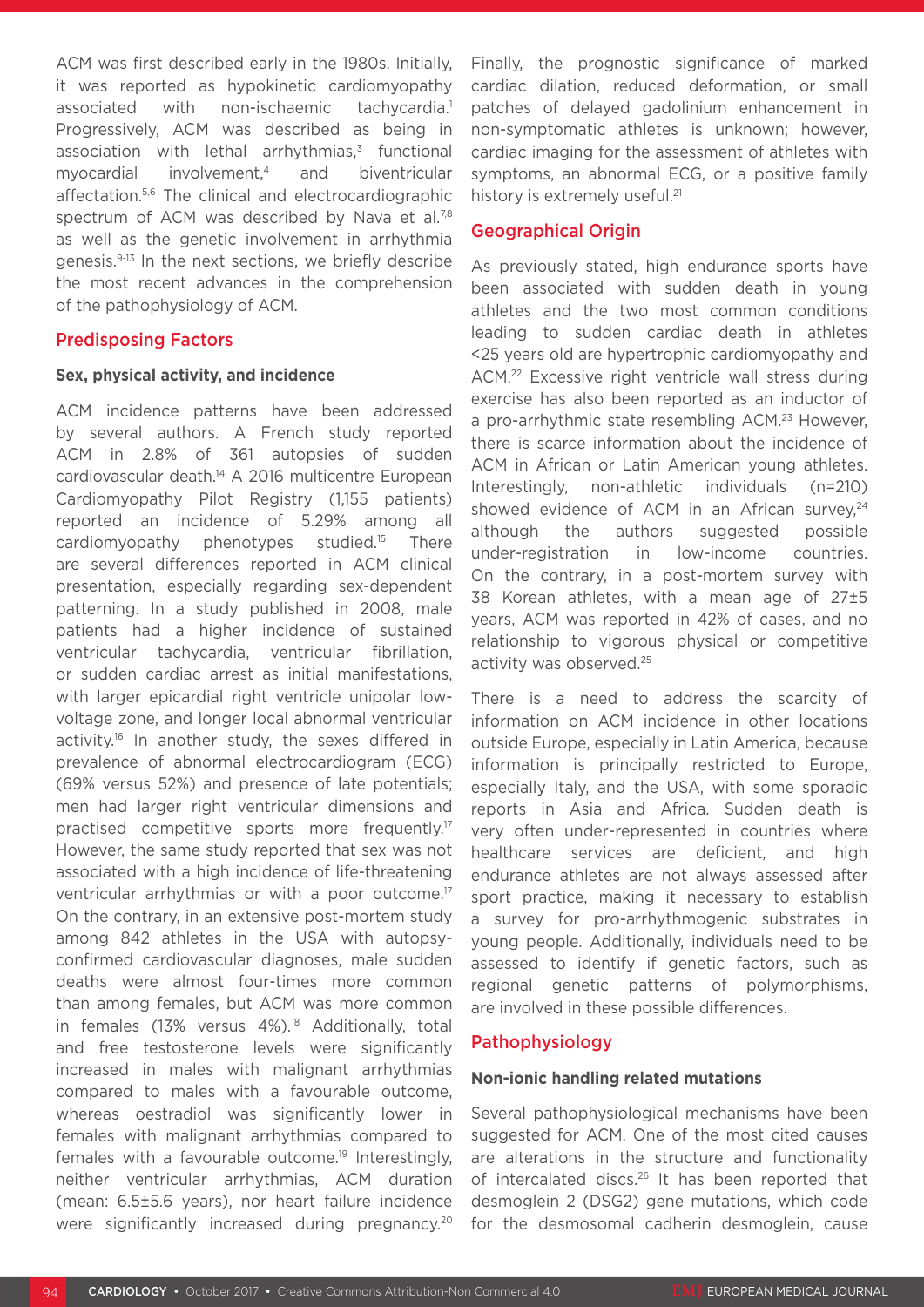ACM was first described early in the 1980s. Initially, it was reported as hypokinetic cardiomyopathy associated with non-ischaemic tachycardia.[1] Progressively, ACM was described as being in association with lethal arrhythmias,[3] functional myocardial involvement,[4] and biventricular affectation.[5,6] The clinical and electrocardiographic spectrum of ACM was described by Nava et al.[7,8] as well as the genetic involvement in arrhythmia genesis.[9-13] In the next sections, we briefly describe the most recent advances in the comprehension of the pathophysiology of ACM.

## Predisposing Factors

### Sex, physical activity, and incidence

ACM incidence patterns have been addressed by several authors. A French study reported ACM in 2.8% of 361 autopsies of sudden cardiovascular death.[14] A 2016 multicentre European Cardiomyopathy Pilot Registry (1,155 patients) reported an incidence of 5.29% among all cardiomyopathy phenotypes studied.[15] There are several differences reported in ACM clinical presentation, especially regarding sex-dependent patterning. In a study published in 2008, male patients had a higher incidence of sustained ventricular tachycardia, ventricular fibrillation, or sudden cardiac arrest as initial manifestations, with larger epicardial right ventricle unipolar low-voltage zone, and longer local abnormal ventricular activity.[16] In another study, the sexes differed in prevalence of abnormal electrocardiogram (ECG) (69% versus 52%) and presence of late potentials; men had larger right ventricular dimensions and practised competitive sports more frequently.[17] However, the same study reported that sex was not associated with a high incidence of life-threatening ventricular arrhythmias or with a poor outcome.[17] On the contrary, in an extensive post-mortem study among 842 athletes in the USA with autopsy-confirmed cardiovascular diagnoses, male sudden deaths were almost four-times more common than among females, but ACM was more common in females (13% versus 4%).[18] Additionally, total and free testosterone levels were significantly increased in males with malignant arrhythmias compared to males with a favourable outcome, whereas oestradiol was significantly lower in females with malignant arrhythmias compared to females with a favourable outcome.[19] Interestingly, neither ventricular arrhythmias, ACM duration (mean: 6.5±5.6 years), nor heart failure incidence were significantly increased during pregnancy.[20] Finally, the prognostic significance of marked cardiac dilation, reduced deformation, or small patches of delayed gadolinium enhancement in non-symptomatic athletes is unknown; however, cardiac imaging for the assessment of athletes with symptoms, an abnormal ECG, or a positive family history is extremely useful.[21]

## Geographical Origin

As previously stated, high endurance sports have been associated with sudden death in young athletes and the two most common conditions leading to sudden cardiac death in athletes <25 years old are hypertrophic cardiomyopathy and ACM.[22] Excessive right ventricle wall stress during exercise has also been reported as an inductor of a pro-arrhythmic state resembling ACM.[23] However, there is scarce information about the incidence of ACM in African or Latin American young athletes. Interestingly, non-athletic individuals (n=210) showed evidence of ACM in an African survey,[24] although the authors suggested possible under-registration in low-income countries. On the contrary, in a post-mortem survey with 38 Korean athletes, with a mean age of 27±5 years, ACM was reported in 42% of cases, and no relationship to vigorous physical or competitive activity was observed.[25]

There is a need to address the scarcity of information on ACM incidence in other locations outside Europe, especially in Latin America, because information is principally restricted to Europe, especially Italy, and the USA, with some sporadic reports in Asia and Africa. Sudden death is very often under-represented in countries where healthcare services are deficient, and high endurance athletes are not always assessed after sport practice, making it necessary to establish a survey for pro-arrhythmogenic substrates in young people. Additionally, individuals need to be assessed to identify if genetic factors, such as regional genetic patterns of polymorphisms, are involved in these possible differences.

## Pathophysiology

### Non-ionic handling related mutations

Several pathophysiological mechanisms have been suggested for ACM. One of the most cited causes are alterations in the structure and functionality of intercalated discs.[26] It has been reported that desmoglein 2 (DSG2) gene mutations, which code for the desmosomal cadherin desmoglein, cause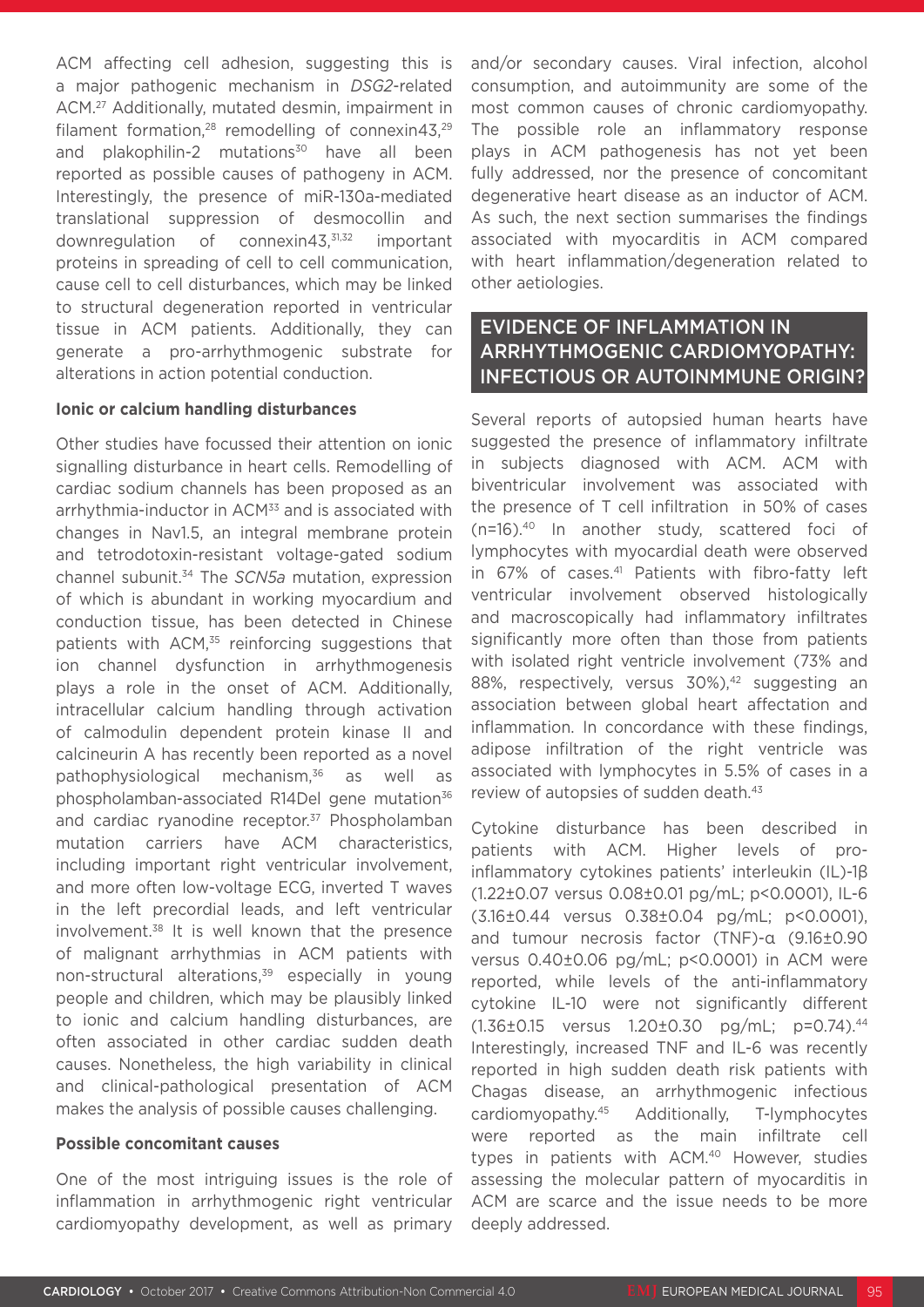ACM affecting cell adhesion, suggesting this is a major pathogenic mechanism in *DSG2*-related ACM.[27] Additionally, mutated desmin, impairment in filament formation,[28] remodelling of connexin43,[29] and plakophilin-2 mutations[30] have all been reported as possible causes of pathogeny in ACM. Interestingly, the presence of miR-130a-mediated translational suppression of desmocollin and downregulation of connexin43,[31,32] important proteins in spreading of cell to cell communication, cause cell to cell disturbances, which may be linked to structural degeneration reported in ventricular tissue in ACM patients. Additionally, they can generate a pro-arrhythmogenic substrate for alterations in action potential conduction.

### Ionic or calcium handling disturbances

Other studies have focussed their attention on ionic signalling disturbance in heart cells. Remodelling of cardiac sodium channels has been proposed as an arrhythmia-inductor in ACM[33] and is associated with changes in Nav1.5, an integral membrane protein and tetrodotoxin-resistant voltage-gated sodium channel subunit.[34] The *SCN5a* mutation, expression of which is abundant in working myocardium and conduction tissue, has been detected in Chinese patients with ACM,[35] reinforcing suggestions that ion channel dysfunction in arrhythmogenesis plays a role in the onset of ACM. Additionally, intracellular calcium handling through activation of calmodulin dependent protein kinase II and calcineurin A has recently been reported as a novel pathophysiological mechanism,[36] as well as phospholamban-associated R14Del gene mutation[36] and cardiac ryanodine receptor.[37] Phospholamban mutation carriers have ACM characteristics, including important right ventricular involvement, and more often low-voltage ECG, inverted T waves in the left precordial leads, and left ventricular involvement.[38] It is well known that the presence of malignant arrhythmias in ACM patients with non-structural alterations,[39] especially in young people and children, which may be plausibly linked to ionic and calcium handling disturbances, are often associated in other cardiac sudden death causes. Nonetheless, the high variability in clinical and clinical-pathological presentation of ACM makes the analysis of possible causes challenging.

### Possible concomitant causes

One of the most intriguing issues is the role of inflammation in arrhythmogenic right ventricular cardiomyopathy development, as well as primary and/or secondary causes. Viral infection, alcohol consumption, and autoimmunity are some of the most common causes of chronic cardiomyopathy. The possible role an inflammatory response plays in ACM pathogenesis has not yet been fully addressed, nor the presence of concomitant degenerative heart disease as an inductor of ACM. As such, the next section summarises the findings associated with myocarditis in ACM compared with heart inflammation/degeneration related to other aetiologies.

## EVIDENCE OF INFLAMMATION IN ARRHYTHMOGENIC CARDIOMYOPATHY: INFECTIOUS OR AUTOINMMUNE ORIGIN?

Several reports of autopsied human hearts have suggested the presence of inflammatory infiltrate in subjects diagnosed with ACM. ACM with biventricular involvement was associated with the presence of T cell infiltration in 50% of cases (n=16).[40] In another study, scattered foci of lymphocytes with myocardial death were observed in 67% of cases.[41] Patients with fibro-fatty left ventricular involvement observed histologically and macroscopically had inflammatory infiltrates significantly more often than those from patients with isolated right ventricle involvement (73% and 88%, respectively, versus 30%),[42] suggesting an association between global heart affectation and inflammation. In concordance with these findings, adipose infiltration of the right ventricle was associated with lymphocytes in 5.5% of cases in a review of autopsies of sudden death.[43]

Cytokine disturbance has been described in patients with ACM. Higher levels of pro-inflammatory cytokines patients' interleukin (IL)-1β (1.22±0.07 versus 0.08±0.01 pg/mL; $p<0.0001$), IL-6 (3.16±0.44 versus 0.38±0.04 pg/mL; $p<0.0001$), and tumour necrosis factor (TNF)-α (9.16±0.90 versus 0.40±0.06 pg/mL; $p<0.0001$) in ACM were reported, while levels of the anti-inflammatory cytokine IL-10 were not significantly different (1.36±0.15 versus 1.20±0.30 pg/mL; $p=0.74$).[44] Interestingly, increased TNF and IL-6 was recently reported in high sudden death risk patients with Chagas disease, an arrhythmogenic infectious cardiomyopathy.[45] Additionally, T-lymphocytes were reported as the main infiltrate cell types in patients with ACM.[40] However, studies assessing the molecular pattern of myocarditis in ACM are scarce and the issue needs to be more deeply addressed.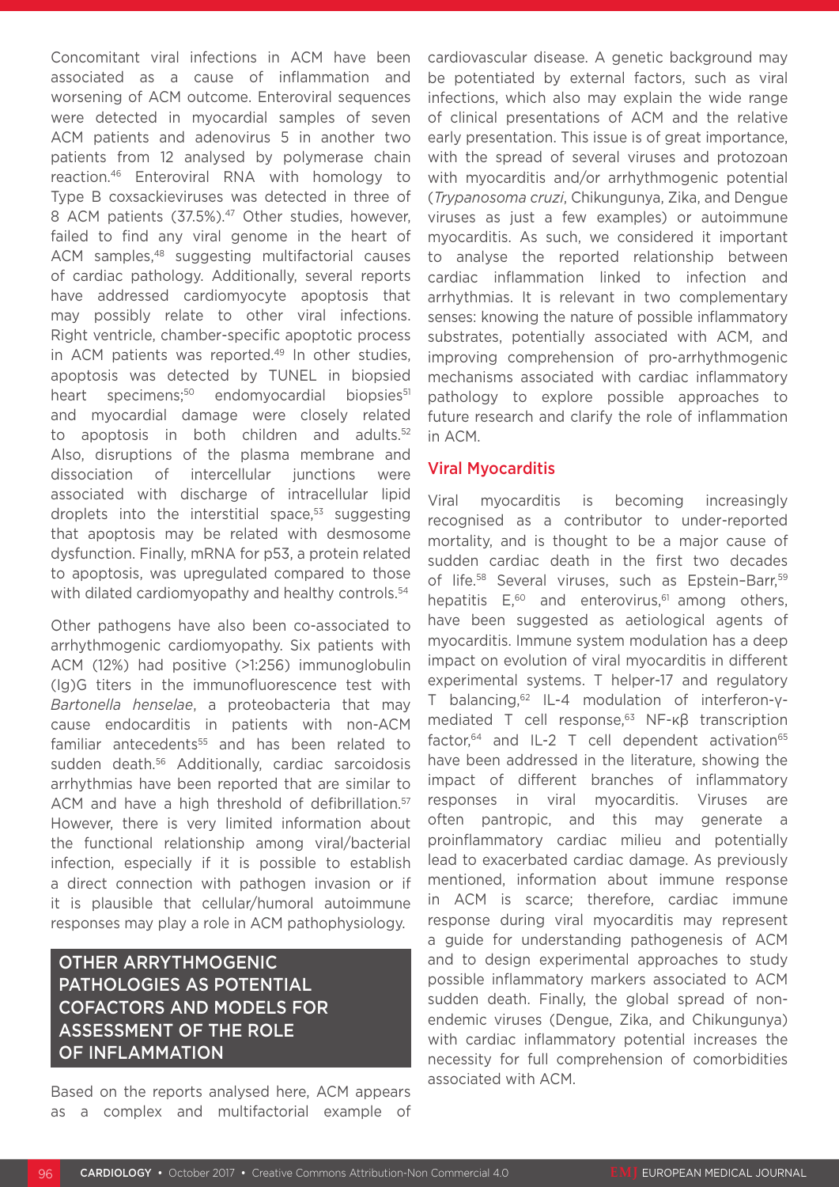Concomitant viral infections in ACM have been associated as a cause of inflammation and worsening of ACM outcome. Enteroviral sequences were detected in myocardial samples of seven ACM patients and adenovirus 5 in another two patients from 12 analysed by polymerase chain reaction.[46] Enteroviral RNA with homology to Type B coxsackieviruses was detected in three of 8 ACM patients (37.5%).[47] Other studies, however, failed to find any viral genome in the heart of ACM samples,[48] suggesting multifactorial causes of cardiac pathology. Additionally, several reports have addressed cardiomyocyte apoptosis that may possibly relate to other viral infections. Right ventricle, chamber-specific apoptotic process in ACM patients was reported.[49] In other studies, apoptosis was detected by TUNEL in biopsied heart specimens;[50] endomyocardial biopsies[51] and myocardial damage were closely related to apoptosis in both children and adults.[52] Also, disruptions of the plasma membrane and dissociation of intercellular junctions were associated with discharge of intracellular lipid droplets into the interstitial space,[53] suggesting that apoptosis may be related with desmosome dysfunction. Finally, mRNA for p53, a protein related to apoptosis, was upregulated compared to those with dilated cardiomyopathy and healthy controls.[54]

Other pathogens have also been co-associated to arrhythmogenic cardiomyopathy. Six patients with ACM (12%) had positive (>1:256) immunoglobulin (Ig)G titers in the immunofluorescence test with *Bartonella henselae*, a proteobacteria that may cause endocarditis in patients with non-ACM familiar antecedents[55] and has been related to sudden death.[56] Additionally, cardiac sarcoidosis arrhythmias have been reported that are similar to ACM and have a high threshold of defibrillation.[57] However, there is very limited information about the functional relationship among viral/bacterial infection, especially if it is possible to establish a direct connection with pathogen invasion or if it is plausible that cellular/humoral autoimmune responses may play a role in ACM pathophysiology.

## OTHER ARRYTHMOGENIC PATHOLOGIES AS POTENTIAL COFACTORS AND MODELS FOR ASSESSMENT OF THE ROLE OF INFLAMMATION

Based on the reports analysed here, ACM appears as a complex and multifactorial example of cardiovascular disease. A genetic background may be potentiated by external factors, such as viral infections, which also may explain the wide range of clinical presentations of ACM and the relative early presentation. This issue is of great importance, with the spread of several viruses and protozoan with myocarditis and/or arrhythmogenic potential (*Trypanosoma cruzi*, Chikungunya, Zika, and Dengue viruses as just a few examples) or autoimmune myocarditis. As such, we considered it important to analyse the reported relationship between cardiac inflammation linked to infection and arrhythmias. It is relevant in two complementary senses: knowing the nature of possible inflammatory substrates, potentially associated with ACM, and improving comprehension of pro-arrhythmogenic mechanisms associated with cardiac inflammatory pathology to explore possible approaches to future research and clarify the role of inflammation in ACM.

### Viral Myocarditis

Viral myocarditis is becoming increasingly recognised as a contributor to under-reported mortality, and is thought to be a major cause of sudden cardiac death in the first two decades of life.[58] Several viruses, such as Epstein–Barr,[59] hepatitis E,[60] and enterovirus,[61] among others, have been suggested as aetiological agents of myocarditis. Immune system modulation has a deep impact on evolution of viral myocarditis in different experimental systems. T helper-17 and regulatory T balancing,[62] IL-4 modulation of interferon-γ-mediated T cell response,[63] NF-κβ transcription factor,[64] and IL-2 T cell dependent activation[65] have been addressed in the literature, showing the impact of different branches of inflammatory responses in viral myocarditis. Viruses are often pantropic, and this may generate a proinflammatory cardiac milieu and potentially lead to exacerbated cardiac damage. As previously mentioned, information about immune response in ACM is scarce; therefore, cardiac immune response during viral myocarditis may represent a guide for understanding pathogenesis of ACM and to design experimental approaches to study possible inflammatory markers associated to ACM sudden death. Finally, the global spread of non-endemic viruses (Dengue, Zika, and Chikungunya) with cardiac inflammatory potential increases the necessity for full comprehension of comorbidities associated with ACM.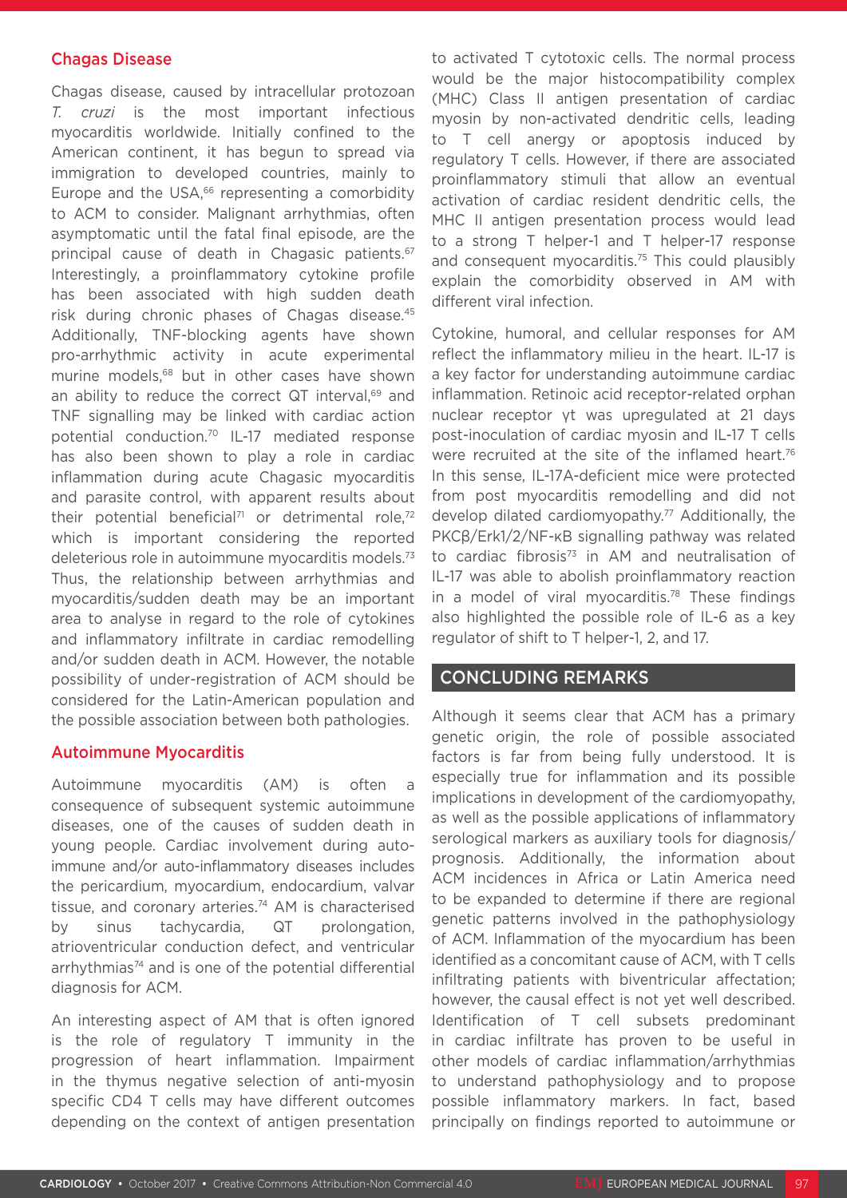### Chagas Disease

Chagas disease, caused by intracellular protozoan *T. cruzi* is the most important infectious myocarditis worldwide. Initially confined to the American continent, it has begun to spread via immigration to developed countries, mainly to Europe and the USA,[66] representing a comorbidity to ACM to consider. Malignant arrhythmias, often asymptomatic until the fatal final episode, are the principal cause of death in Chagasic patients.[67] Interestingly, a proinflammatory cytokine profile has been associated with high sudden death risk during chronic phases of Chagas disease.[45] Additionally, TNF-blocking agents have shown pro-arrhythmic activity in acute experimental murine models,[68] but in other cases have shown an ability to reduce the correct QT interval,[69] and TNF signalling may be linked with cardiac action potential conduction.[70] IL-17 mediated response has also been shown to play a role in cardiac inflammation during acute Chagasic myocarditis and parasite control, with apparent results about their potential beneficial[71] or detrimental role,[72] which is important considering the reported deleterious role in autoimmune myocarditis models.[73] Thus, the relationship between arrhythmias and myocarditis/sudden death may be an important area to analyse in regard to the role of cytokines and inflammatory infiltrate in cardiac remodelling and/or sudden death in ACM. However, the notable possibility of under-registration of ACM should be considered for the Latin-American population and the possible association between both pathologies.

### Autoimmune Myocarditis

Autoimmune myocarditis (AM) is often a consequence of subsequent systemic autoimmune diseases, one of the causes of sudden death in young people. Cardiac involvement during auto-immune and/or auto-inflammatory diseases includes the pericardium, myocardium, endocardium, valvar tissue, and coronary arteries.[74] AM is characterised by sinus tachycardia, QT prolongation, atrioventricular conduction defect, and ventricular arrhythmias[74] and is one of the potential differential diagnosis for ACM.

An interesting aspect of AM that is often ignored is the role of regulatory T immunity in the progression of heart inflammation. Impairment in the thymus negative selection of anti-myosin specific CD4 T cells may have different outcomes depending on the context of antigen presentation to activated T cytotoxic cells. The normal process would be the major histocompatibility complex (MHC) Class II antigen presentation of cardiac myosin by non-activated dendritic cells, leading to T cell anergy or apoptosis induced by regulatory T cells. However, if there are associated proinflammatory stimuli that allow an eventual activation of cardiac resident dendritic cells, the MHC II antigen presentation process would lead to a strong T helper-1 and T helper-17 response and consequent myocarditis.[75] This could plausibly explain the comorbidity observed in AM with different viral infection.

Cytokine, humoral, and cellular responses for AM reflect the inflammatory milieu in the heart. IL-17 is a key factor for understanding autoimmune cardiac inflammation. Retinoic acid receptor-related orphan nuclear receptor γt was upregulated at 21 days post-inoculation of cardiac myosin and IL-17 T cells were recruited at the site of the inflamed heart.[76] In this sense, IL-17A-deficient mice were protected from post myocarditis remodelling and did not develop dilated cardiomyopathy.[77] Additionally, the PKCβ/Erk1/2/NF-κB signalling pathway was related to cardiac fibrosis[73] in AM and neutralisation of IL-17 was able to abolish proinflammatory reaction in a model of viral myocarditis.[78] These findings also highlighted the possible role of IL-6 as a key regulator of shift to T helper-1, 2, and 17.

## CONCLUDING REMARKS

Although it seems clear that ACM has a primary genetic origin, the role of possible associated factors is far from being fully understood. It is especially true for inflammation and its possible implications in development of the cardiomyopathy, as well as the possible applications of inflammatory serological markers as auxiliary tools for diagnosis/prognosis. Additionally, the information about ACM incidences in Africa or Latin America need to be expanded to determine if there are regional genetic patterns involved in the pathophysiology of ACM. Inflammation of the myocardium has been identified as a concomitant cause of ACM, with T cells infiltrating patients with biventricular affectation; however, the causal effect is not yet well described. Identification of T cell subsets predominant in cardiac infiltrate has proven to be useful in other models of cardiac inflammation/arrhythmias to understand pathophysiology and to propose possible inflammatory markers. In fact, based principally on findings reported to autoimmune or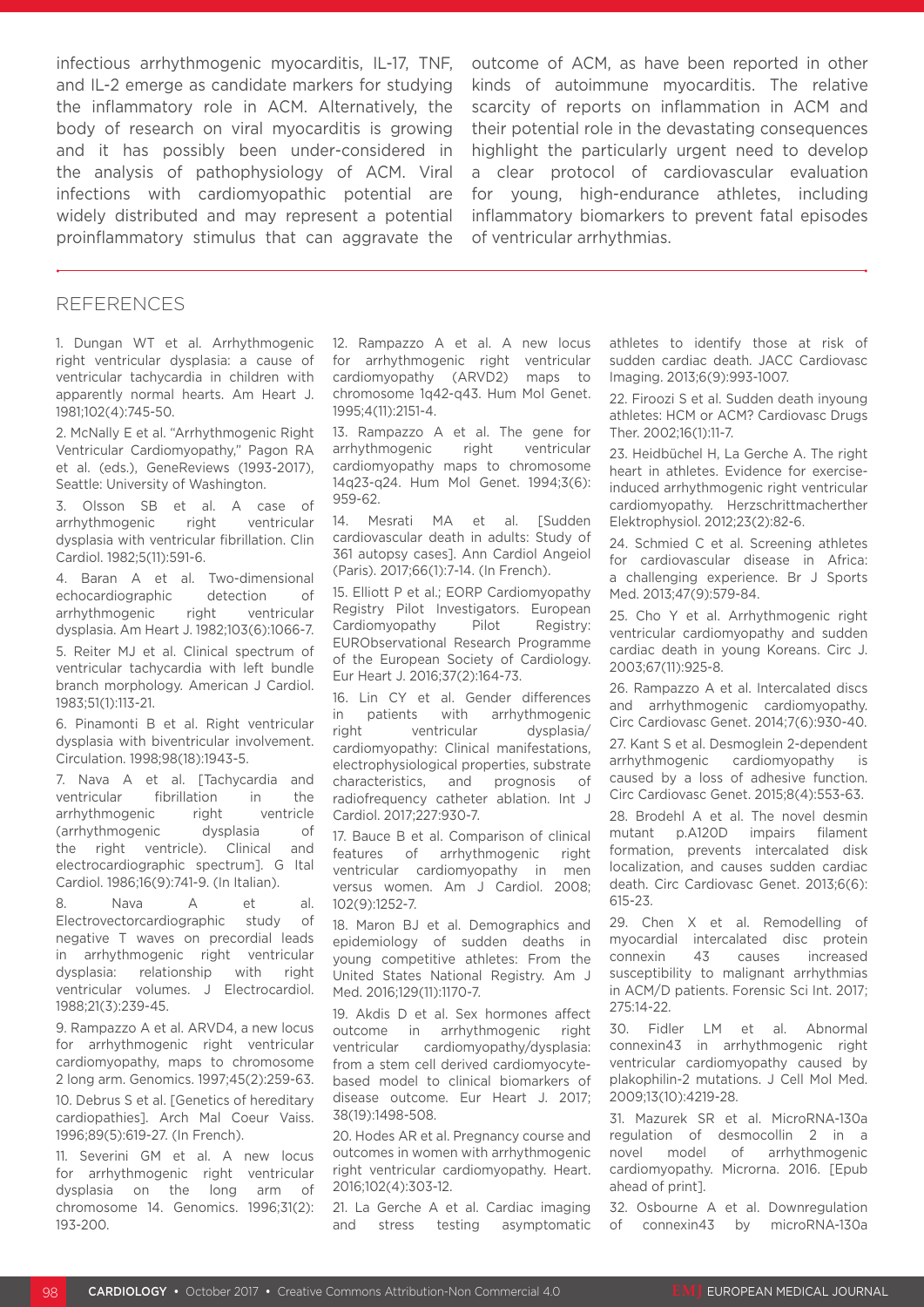infectious arrhythmogenic myocarditis, IL-17, TNF, and IL-2 emerge as candidate markers for studying the inflammatory role in ACM. Alternatively, the body of research on viral myocarditis is growing and it has possibly been under-considered in the analysis of pathophysiology of ACM. Viral infections with cardiomyopathic potential are widely distributed and may represent a potential proinflammatory stimulus that can aggravate the outcome of ACM, as have been reported in other kinds of autoimmune myocarditis. The relative scarcity of reports on inflammation in ACM and their potential role in the devastating consequences highlight the particularly urgent need to develop a clear protocol of cardiovascular evaluation for young, high-endurance athletes, including inflammatory biomarkers to prevent fatal episodes of ventricular arrhythmias.

## REFERENCES

1. Dungan WT et al. Arrhythmogenic right ventricular dysplasia: a cause of ventricular tachycardia in children with apparently normal hearts. Am Heart J. 1981;102(4):745-50.

2. McNally E et al. "Arrhythmogenic Right Ventricular Cardiomyopathy," Pagon RA et al. (eds.), GeneReviews (1993-2017), Seattle: University of Washington.

3. Olsson SB et al. A case of arrhythmogenic right ventricular dysplasia with ventricular fibrillation. Clin Cardiol. 1982;5(11):591-6.

4. Baran A et al. Two-dimensional echocardiographic detection of arrhythmogenic right ventricular dysplasia. Am Heart J. 1982;103(6):1066-7.

5. Reiter MJ et al. Clinical spectrum of ventricular tachycardia with left bundle branch morphology. American J Cardiol. 1983;51(1):113-21.

6. Pinamonti B et al. Right ventricular dysplasia with biventricular involvement. Circulation. 1998;98(18):1943-5.

7. Nava A et al. [Tachycardia and ventricular fibrillation in the arrhythmogenic right ventricle (arrhythmogenic dysplasia of the right ventricle). Clinical and electrocardiographic spectrum]. G Ital Cardiol. 1986;16(9):741-9. (In Italian).

8. Nava A et al. Electrovectorcardiographic study of negative T waves on precordial leads in arrhythmogenic right ventricular dysplasia: relationship with right ventricular volumes. J Electrocardiol. 1988;21(3):239-45.

9. Rampazzo A et al. ARVD4, a new locus for arrhythmogenic right ventricular cardiomyopathy, maps to chromosome 2 long arm. Genomics. 1997;45(2):259-63.

10. Debrus S et al. [Genetics of hereditary cardiopathies]. Arch Mal Coeur Vaiss. 1996;89(5):619-27. (In French).

11. Severini GM et al. A new locus for arrhythmogenic right ventricular dysplasia on the long arm of chromosome 14. Genomics. 1996;31(2):193-200.

12. Rampazzo A et al. A new locus for arrhythmogenic right ventricular cardiomyopathy (ARVD2) maps to chromosome 1q42-q43. Hum Mol Genet. 1995;4(11):2151-4.

13. Rampazzo A et al. The gene for arrhythmogenic right ventricular cardiomyopathy maps to chromosome 14q23-q24. Hum Mol Genet. 1994;3(6):959-62.

14. Mesrati MA et al. [Sudden cardiovascular death in adults: Study of 361 autopsy cases]. Ann Cardiol Angeiol (Paris). 2017;66(1):7-14. (In French).

15. Elliott P et al.; EORP Cardiomyopathy Registry Pilot Investigators. European Cardiomyopathy Pilot Registry: EURObservational Research Programme of the European Society of Cardiology. Eur Heart J. 2016;37(2):164-73.

16. Lin CY et al. Gender differences in patients with arrhythmogenic right ventricular dysplasia/cardiomyopathy: Clinical manifestations, electrophysiological properties, substrate characteristics, and prognosis of radiofrequency catheter ablation. Int J Cardiol. 2017;227:930-7.

17. Bauce B et al. Comparison of clinical features of arrhythmogenic right ventricular cardiomyopathy in men versus women. Am J Cardiol. 2008;102(9):1252-7.

18. Maron BJ et al. Demographics and epidemiology of sudden deaths in young competitive athletes: From the United States National Registry. Am J Med. 2016;129(11):1170-7.

19. Akdis D et al. Sex hormones affect outcome in arrhythmogenic right ventricular cardiomyopathy/dysplasia: from a stem cell derived cardiomyocyte-based model to clinical biomarkers of disease outcome. Eur Heart J. 2017;38(19):1498-508.

20. Hodes AR et al. Pregnancy course and outcomes in women with arrhythmogenic right ventricular cardiomyopathy. Heart. 2016;102(4):303-12.

21. La Gerche A et al. Cardiac imaging and stress testing asymptomatic athletes to identify those at risk of sudden cardiac death. JACC Cardiovasc Imaging. 2013;6(9):993-1007.

22. Firoozi S et al. Sudden death inyoung athletes: HCM or ACM? Cardiovasc Drugs Ther. 2002;16(1):11-7.

23. Heidbüchel H, La Gerche A. The right heart in athletes. Evidence for exercise-induced arrhythmogenic right ventricular cardiomyopathy. Herzschrittmacherther Elektrophysiol. 2012;23(2):82-6.

24. Schmied C et al. Screening athletes for cardiovascular disease in Africa: a challenging experience. Br J Sports Med. 2013;47(9):579-84.

25. Cho Y et al. Arrhythmogenic right ventricular cardiomyopathy and sudden cardiac death in young Koreans. Circ J. 2003;67(11):925-8.

26. Rampazzo A et al. Intercalated discs and arrhythmogenic cardiomyopathy. Circ Cardiovasc Genet. 2014;7(6):930-40.

27. Kant S et al. Desmoglein 2-dependent arrhythmogenic cardiomyopathy is caused by a loss of adhesive function. Circ Cardiovasc Genet. 2015;8(4):553-63.

28. Brodehl A et al. The novel desmin mutant p.A120D impairs filament formation, prevents intercalated disk localization, and causes sudden cardiac death. Circ Cardiovasc Genet. 2013;6(6):615-23.

29. Chen X et al. Remodelling of myocardial intercalated disc protein connexin 43 causes increased susceptibility to malignant arrhythmias in ACM/D patients. Forensic Sci Int. 2017;275:14-22.

30. Fidler LM et al. Abnormal connexin43 in arrhythmogenic right ventricular cardiomyopathy caused by plakophilin-2 mutations. J Cell Mol Med. 2009;13(10):4219-28.

31. Mazurek SR et al. MicroRNA-130a regulation of desmocollin 2 in a novel model of arrhythmogenic cardiomyopathy. Microrna. 2016. [Epub ahead of print].

32. Osbourne A et al. Downregulation of connexin43 by microRNA-130a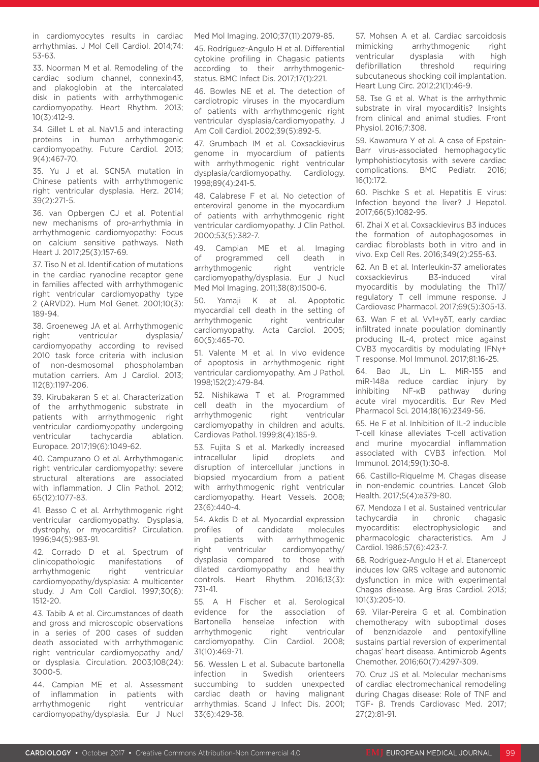in cardiomyocytes results in cardiac arrhythmias. J Mol Cell Cardiol. 2014;74:53-63.

33. Noorman M et al. Remodeling of the cardiac sodium channel, connexin43, and plakoglobin at the intercalated disk in patients with arrhythmogenic cardiomyopathy. Heart Rhythm. 2013;10(3):412-9.

34. Gillet L et al. NaV1.5 and interacting proteins in human arrhythmogenic cardiomyopathy. Future Cardiol. 2013;9(4):467-70.

35. Yu J et al. SCN5A mutation in Chinese patients with arrhythmogenic right ventricular dysplasia. Herz. 2014;39(2):271-5.

36. van Opbergen CJ et al. Potential new mechanisms of pro-arrhythmia in arrhythmogenic cardiomyopathy: Focus on calcium sensitive pathways. Neth Heart J. 2017;25(3):157-69.

37. Tiso N et al. Identification of mutations in the cardiac ryanodine receptor gene in families affected with arrhythmogenic right ventricular cardiomyopathy type 2 (ARVD2). Hum Mol Genet. 2001;10(3):189-94.

38. Groeneweg JA et al. Arrhythmogenic right ventricular dysplasia/cardiomyopathy according to revised 2010 task force criteria with inclusion of non-desmosomal phospholamban mutation carriers. Am J Cardiol. 2013;112(8):1197-206.

39. Kirubakaran S et al. Characterization of the arrhythmogenic substrate in patients with arrhythmogenic right ventricular cardiomyopathy undergoing ventricular tachycardia ablation. Europace. 2017;19(6):1049-62.

40. Campuzano O et al. Arrhythmogenic right ventricular cardiomyopathy: severe structural alterations are associated with inflammation. J Clin Pathol. 2012;65(12):1077-83.

41. Basso C et al. Arrhythmogenic right ventricular cardiomyopathy. Dysplasia, dystrophy, or myocarditis? Circulation. 1996;94(5):983-91.

42. Corrado D et al. Spectrum of clinicopathologic manifestations of arrhythmogenic right ventricular cardiomyopathy/dysplasia: A multicenter study. J Am Coll Cardiol. 1997;30(6):1512-20.

43. Tabib A et al. Circumstances of death and gross and microscopic observations in a series of 200 cases of sudden death associated with arrhythmogenic right ventricular cardiomyopathy and/or dysplasia. Circulation. 2003;108(24):3000-5.

44. Campian ME et al. Assessment of inflammation in patients with arrhythmogenic right ventricular cardiomyopathy/dysplasia. Eur J Nucl Med Mol Imaging. 2010;37(11):2079-85.

45. Rodríguez-Angulo H et al. Differential cytokine profiling in Chagasic patients according to their arrhythmogenic-status. BMC Infect Dis. 2017;17(1):221.

46. Bowles NE et al. The detection of cardiotropic viruses in the myocardium of patients with arrhythmogenic right ventricular dysplasia/cardiomyopathy. J Am Coll Cardiol. 2002;39(5):892-5.

47. Grumbach IM et al. Coxsackievirus genome in myocardium of patients with arrhythmogenic right ventricular dysplasia/cardiomyopathy. Cardiology. 1998;89(4):241-5.

48. Calabrese F et al. No detection of enteroviral genome in the myocardium of patients with arrhythmogenic right ventricular cardiomyopathy. J Clin Pathol. 2000;53(5):382-7.

49. Campian ME et al. Imaging of programmed cell death in arrhythmogenic right ventricle cardiomyopathy/dysplasia. Eur J Nucl Med Mol Imaging. 2011;38(8):1500-6.

50. Yamaji K et al. Apoptotic myocardial cell death in the setting of arrhythmogenic right ventricular cardiomyopathy. Acta Cardiol. 2005;60(5):465-70.

51. Valente M et al. In vivo evidence of apoptosis in arrhythmogenic right ventricular cardiomyopathy. Am J Pathol. 1998;152(2):479-84.

52. Nishikawa T et al. Programmed cell death in the myocardium of arrhythmogenic right ventricular cardiomyopathy in children and adults. Cardiovas Pathol. 1999;8(4):185-9.

53. Fujita S et al. Markedly increased intracellular lipid droplets and disruption of intercellular junctions in biopsied myocardium from a patient with arrhythmogenic right ventricular cardiomyopathy. Heart Vessels. 2008;23(6):440-4.

54. Akdis D et al. Myocardial expression profiles of candidate molecules in patients with arrhythmogenic right ventricular cardiomyopathy/dysplasia compared to those with dilated cardiomyopathy and healthy controls. Heart Rhythm. 2016;13(3):731-41.

55. A H Fischer et al. Serological evidence for the association of Bartonella henselae infection with arrhythmogenic right ventricular cardiomyopathy. Clin Cardiol. 2008;31(10):469-71.

56. Wesslen L et al. Subacute bartonella infection in Swedish orienteers succumbing to sudden unexpected cardiac death or having malignant arrhythmias. Scand J Infect Dis. 2001;33(6):429-38.

57. Mohsen A et al. Cardiac sarcoidosis mimicking arrhythmogenic right ventricular dysplasia with high defibrillation threshold requiring subcutaneous shocking coil implantation. Heart Lung Circ. 2012;21(1):46-9.

58. Tse G et al. What is the arrhythmic substrate in viral myocarditis? Insights from clinical and animal studies. Front Physiol. 2016;7:308.

59. Kawamura Y et al. A case of Epstein-Barr virus-associated hemophagocytic lymphohistiocytosis with severe cardiac complications. BMC Pediatr. 2016;16(1):172.

60. Pischke S et al. Hepatitis E virus: Infection beyond the liver? J Hepatol. 2017;66(5):1082-95.

61. Zhai X et al. Coxsackievirus B3 induces the formation of autophagosomes in cardiac fibroblasts both in vitro and in vivo. Exp Cell Res. 2016;349(2):255-63.

62. An B et al. Interleukin-37 ameliorates coxsackievirus B3-induced viral myocarditis by modulating the Th17/regulatory T cell immune response. J Cardiovasc Pharmacol. 2017;69(5):305-13.

63. Wan F et al. Vγ1+γδT, early cardiac infiltrated innate population dominantly producing IL-4, protect mice against CVB3 myocarditis by modulating IFNγ+ T response. Mol Immunol. 2017;81:16-25.

64. Bao JL, Lin L. MiR-155 and miR-148a reduce cardiac injury by inhibiting NF-κB pathway during acute viral myocarditis. Eur Rev Med Pharmacol Sci. 2014;18(16):2349-56.

65. He F et al. Inhibition of IL-2 inducible T-cell kinase alleviates T-cell activation and murine myocardial inflammation associated with CVB3 infection. Mol Immunol. 2014;59(1):30-8.

66. Castillo-Riquelme M. Chagas disease in non-endemic countries. Lancet Glob Health. 2017;5(4):e379-80.

67. Mendoza I et al. Sustained ventricular tachycardia in chronic chagasic myocarditis: electrophysiologic and pharmacologic characteristics. Am J Cardiol. 1986;57(6):423-7.

68. Rodriguez-Angulo H et al. Etanercept induces low QRS voltage and autonomic dysfunction in mice with experimental Chagas disease. Arq Bras Cardiol. 2013;101(3):205-10.

69. Vilar-Pereira G et al. Combination chemotherapy with suboptimal doses of benznidazole and pentoxifylline sustains partial reversion of experimental chagas' heart disease. Antimicrob Agents Chemother. 2016;60(7):4297-309.

70. Cruz JS et al. Molecular mechanisms of cardiac electromechanical remodeling during Chagas disease: Role of TNF and TGF- β. Trends Cardiovasc Med. 2017;27(2):81-91.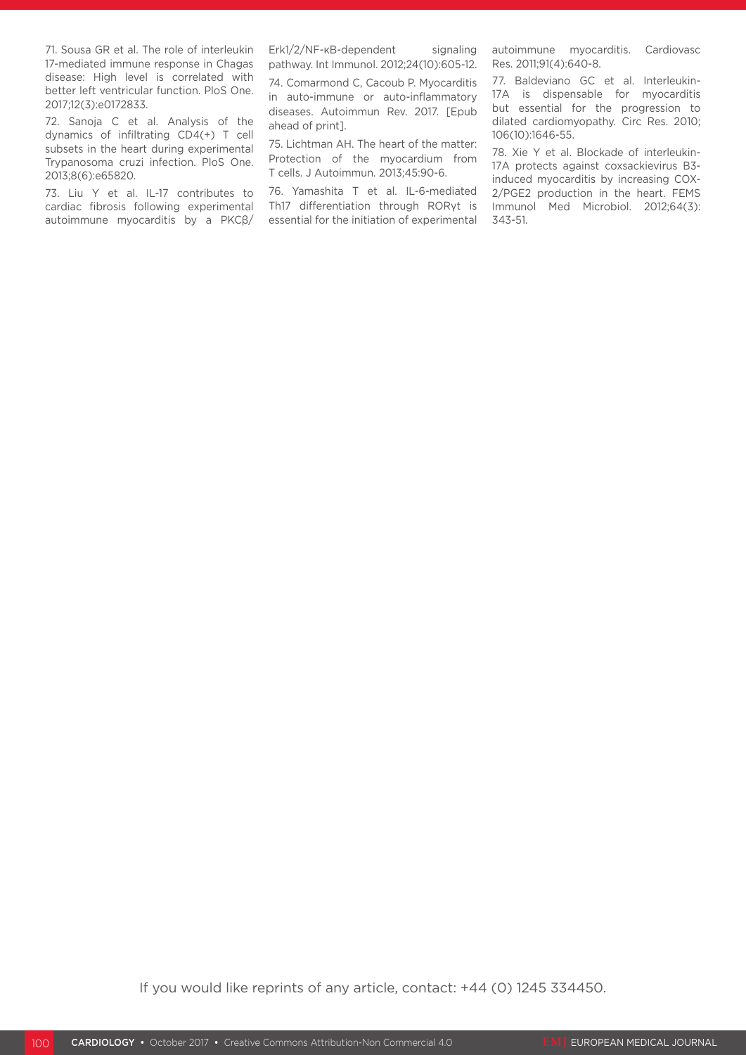71. Sousa GR et al. The role of interleukin 17-mediated immune response in Chagas disease: High level is correlated with better left ventricular function. PloS One. 2017;12(3):e0172833.

72. Sanoja C et al. Analysis of the dynamics of infiltrating CD4(+) T cell subsets in the heart during experimental Trypanosoma cruzi infection. PloS One. 2013;8(6):e65820.

73. Liu Y et al. IL-17 contributes to cardiac fibrosis following experimental autoimmune myocarditis by a PKCβ/Erk1/2/NF-κB-dependent signaling pathway. Int Immunol. 2012;24(10):605-12.

74. Comarmond C, Cacoub P. Myocarditis in auto-immune or auto-inflammatory diseases. Autoimmun Rev. 2017. [Epub ahead of print].

75. Lichtman AH. The heart of the matter: Protection of the myocardium from T cells. J Autoimmun. 2013;45:90-6.

76. Yamashita T et al. IL-6-mediated Th17 differentiation through RORγt is essential for the initiation of experimental autoimmune myocarditis. Cardiovasc Res. 2011;91(4):640-8.

77. Baldeviano GC et al. Interleukin-17A is dispensable for myocarditis but essential for the progression to dilated cardiomyopathy. Circ Res. 2010; 106(10):1646-55.

78. Xie Y et al. Blockade of interleukin-17A protects against coxsackievirus B3-induced myocarditis by increasing COX-2/PGE2 production in the heart. FEMS Immunol Med Microbiol. 2012;64(3): 343-51.

If you would like reprints of any article, contact: +44 (0) 1245 334450.